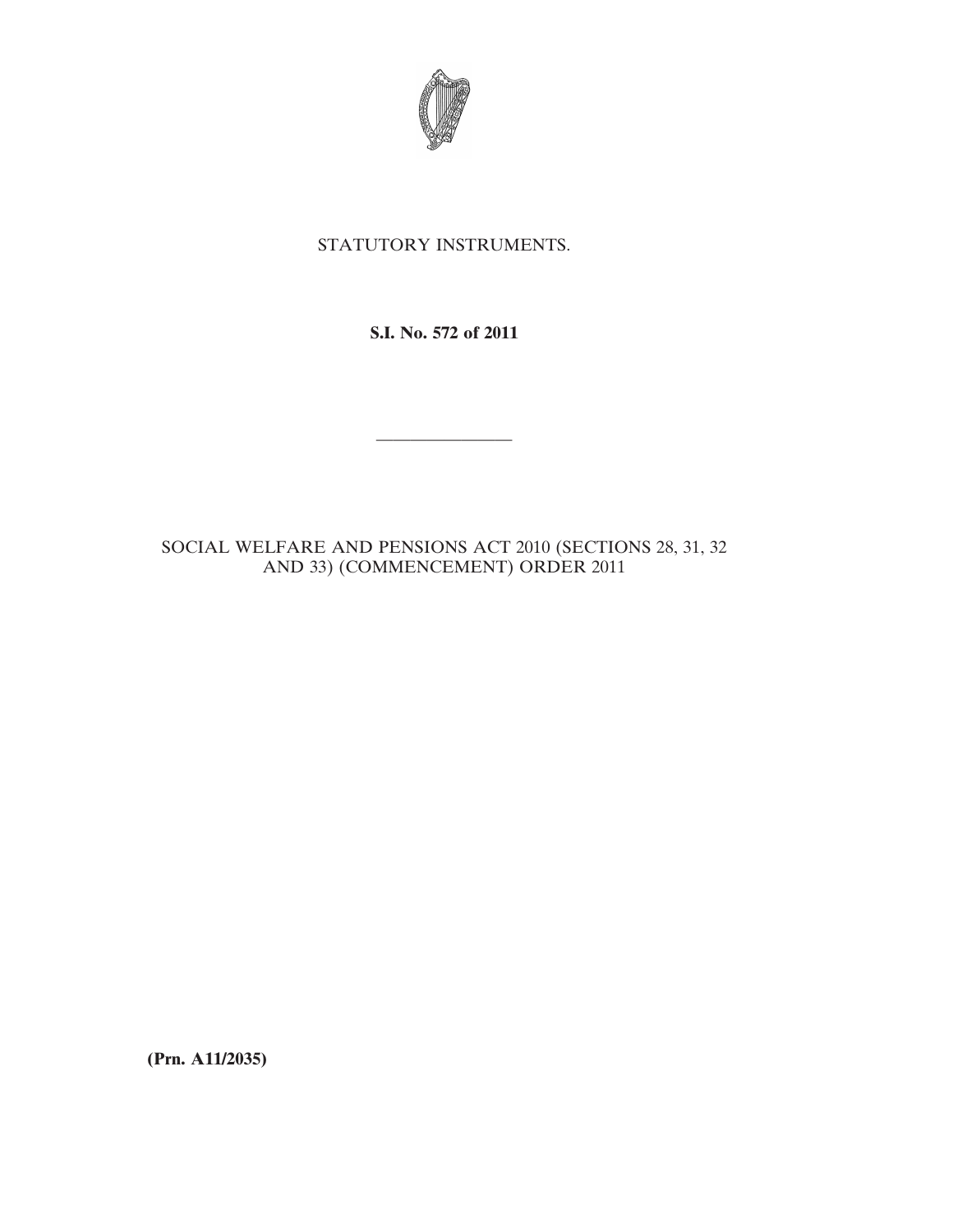STATUTORY INSTRUMENTS.

**S.I. No. 572 of 2011**

---

SOCIAL WELFARE AND PENSIONS ACT 2010 (SECTIONS 28, 31, 32 AND 33) (COMMENCEMENT) ORDER 2011

**(Prn. A11/2035)**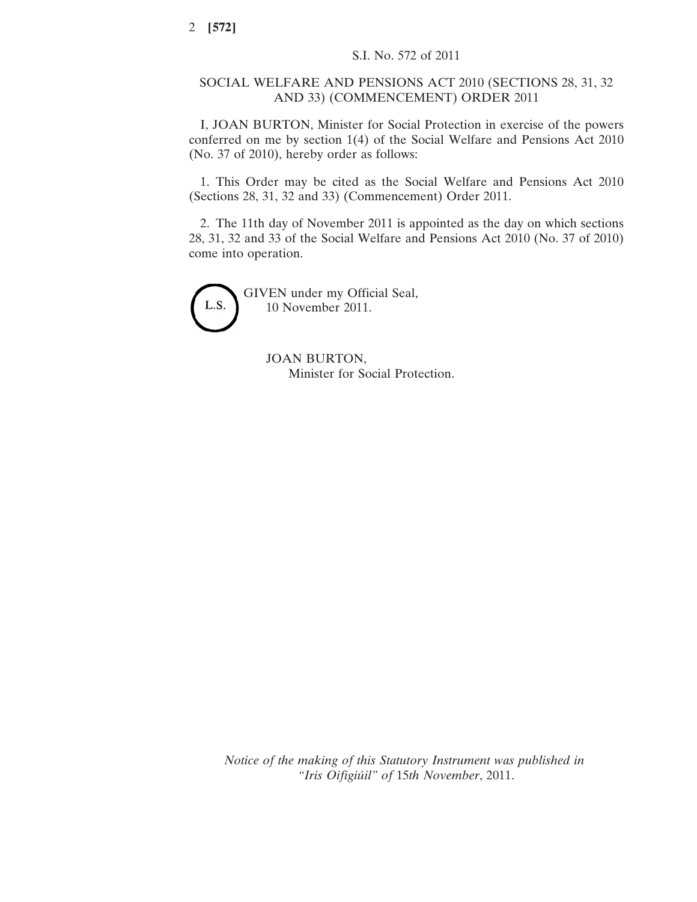S.I. No. 572 of 2011

# SOCIAL WELFARE AND PENSIONS ACT 2010 (SECTIONS 28, 31, 32 AND 33) (COMMENCEMENT) ORDER 2011

I, JOAN BURTON, Minister for Social Protection in exercise of the powers conferred on me by section 1(4) of the Social Welfare and Pensions Act 2010 (No. 37 of 2010), hereby order as follows:

1. This Order may be cited as the Social Welfare and Pensions Act 2010 (Sections 28, 31, 32 and 33) (Commencement) Order 2011.

2. The 11th day of November 2011 is appointed as the day on which sections 28, 31, 32 and 33 of the Social Welfare and Pensions Act 2010 (No. 37 of 2010) come into operation.

L.S.

GIVEN under my Official Seal,
10 November 2011.

JOAN BURTON,
Minister for Social Protection.

*Notice of the making of this Statutory Instrument was published in "Iris Oifigiúil" of* 15*th November*, 2011.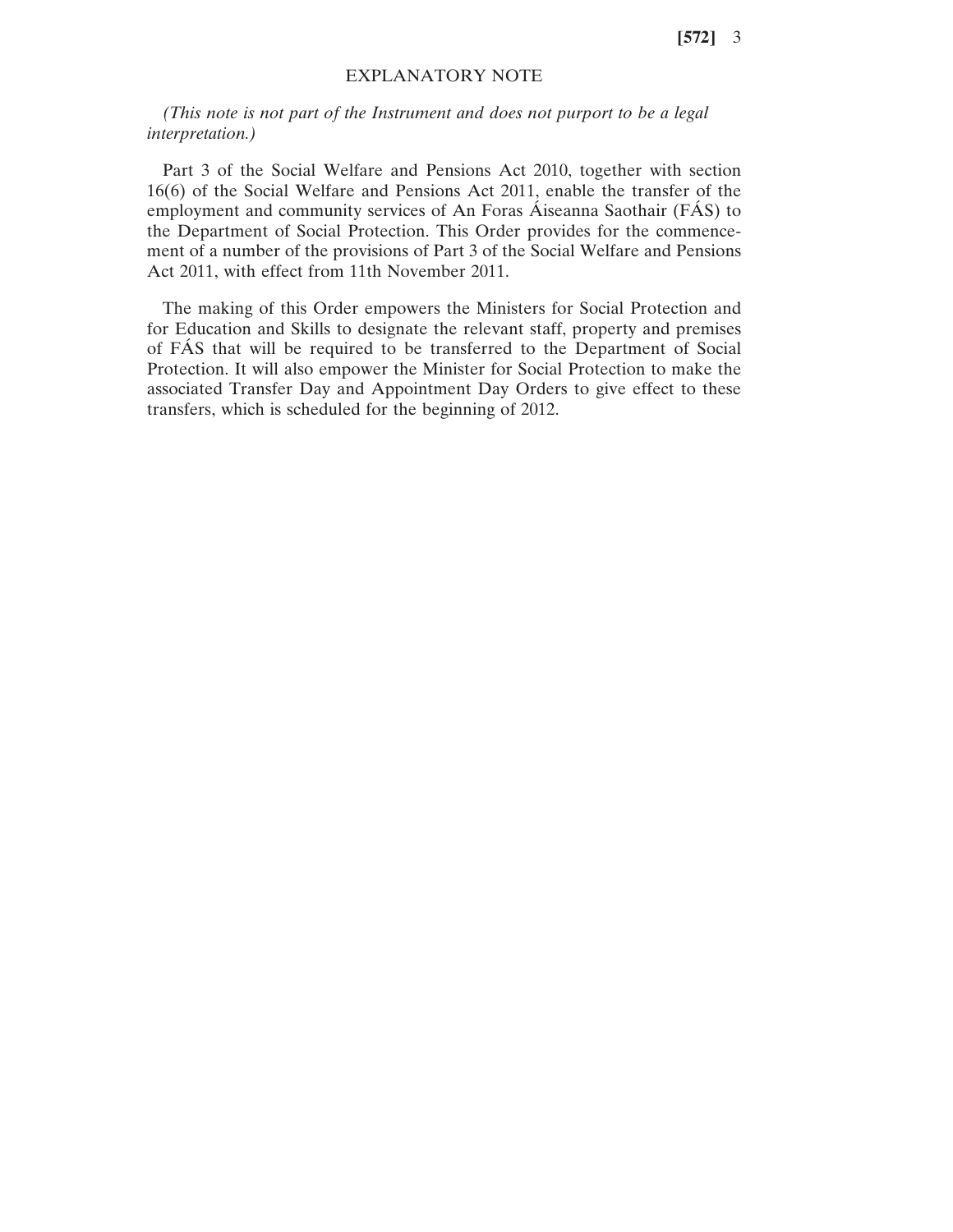## EXPLANATORY NOTE

*(This note is not part of the Instrument and does not purport to be a legal interpretation.)*

Part 3 of the Social Welfare and Pensions Act 2010, together with section 16(6) of the Social Welfare and Pensions Act 2011, enable the transfer of the employment and community services of An Foras Áiseanna Saothair (FÁS) to the Department of Social Protection. This Order provides for the commencement of a number of the provisions of Part 3 of the Social Welfare and Pensions Act 2011, with effect from 11th November 2011.

The making of this Order empowers the Ministers for Social Protection and for Education and Skills to designate the relevant staff, property and premises of FÁS that will be required to be transferred to the Department of Social Protection. It will also empower the Minister for Social Protection to make the associated Transfer Day and Appointment Day Orders to give effect to these transfers, which is scheduled for the beginning of 2012.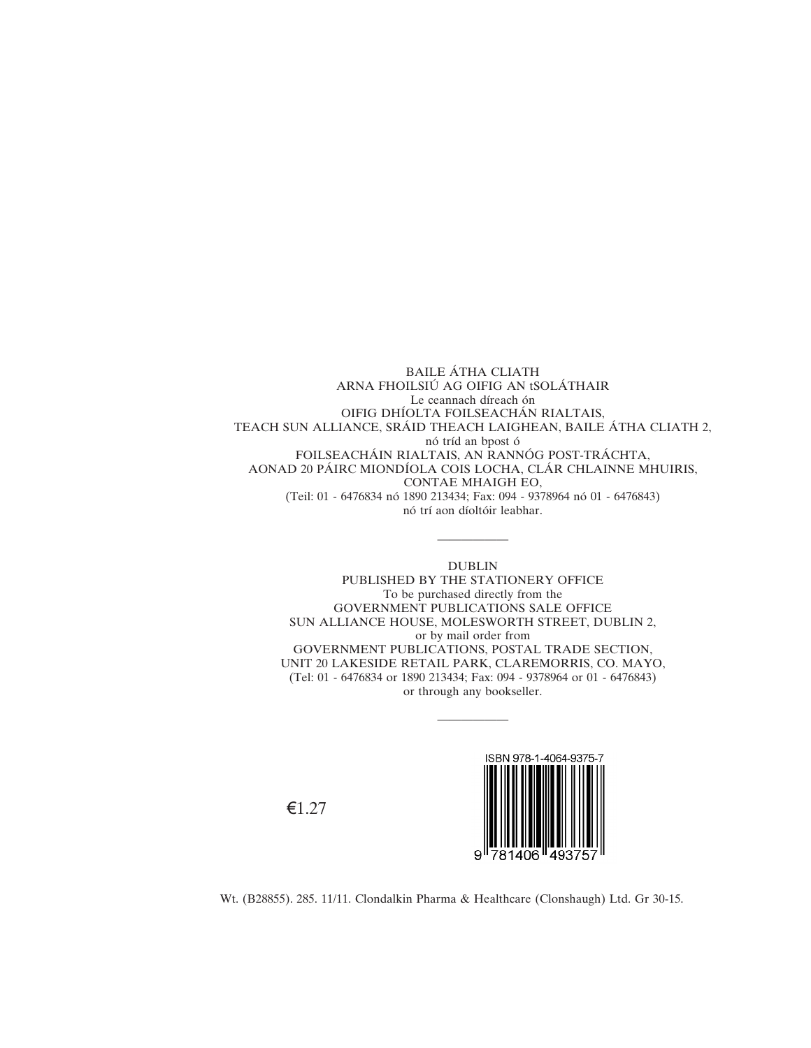BAILE ÁTHA CLIATH
ARNA FHOILSIÚ AG OIFIG AN tSOLÁTHAIR
Le ceannach díreach ón
OIFIG DHÍOLTA FOILSEACHÁN RIALTAIS,
TEACH SUN ALLIANCE, SRÁID THEACH LAIGHEAN, BAILE ÁTHA CLIATH 2,
nó tríd an bpost ó
FOILSEACHÁIN RIALTAIS, AN RANNÓG POST-TRÁCHTA,
AONAD 20 PÁIRC MIONDÍOLA COIS LOCHA, CLÁR CHLAINNE MHUIRIS,
CONTAE MHAIGH EO,
(Teil: 01 - 6476834 nó 1890 213434; Fax: 094 - 9378964 nó 01 - 6476843)
nó trí aon díoltóir leabhar.

---

DUBLIN
PUBLISHED BY THE STATIONERY OFFICE
To be purchased directly from the
GOVERNMENT PUBLICATIONS SALE OFFICE
SUN ALLIANCE HOUSE, MOLESWORTH STREET, DUBLIN 2,
or by mail order from
GOVERNMENT PUBLICATIONS, POSTAL TRADE SECTION,
UNIT 20 LAKESIDE RETAIL PARK, CLAREMORRIS, CO. MAYO,
(Tel: 01 - 6476834 or 1890 213434; Fax: 094 - 9378964 or 01 - 6476843)
or through any bookseller.

---

€1.27

ISBN 978-1-4064-9375-7

9 781406 493757

Wt. (B28855). 285. 11/11. Clondalkin Pharma & Healthcare (Clonshaugh) Ltd. Gr 30-15.